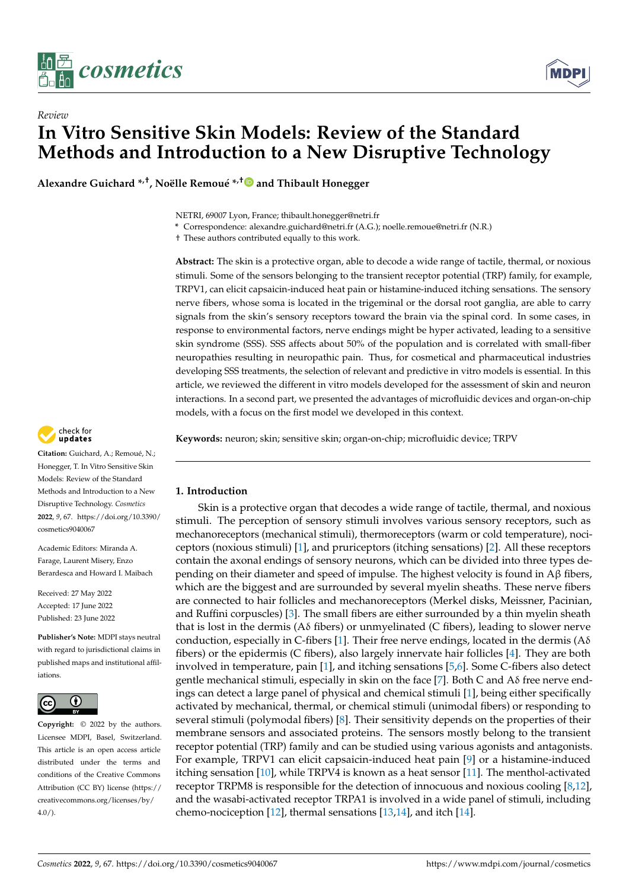*Review*

# In Vitro Sensitive Skin Models: Review of the Standard Methods and Introduction to a New Disruptive Technology

**Alexandre Guichard \*,†, Noëlle Remoué \*,† and Thibault Honegger**

NETRI, 69007 Lyon, France; thibault.honegger@netri.fr

\* Correspondence: alexandre.guichard@netri.fr (A.G.); noelle.remoue@netri.fr (N.R.)

† These authors contributed equally to this work.

**Abstract:** The skin is a protective organ, able to decode a wide range of tactile, thermal, or noxious stimuli. Some of the sensors belonging to the transient receptor potential (TRP) family, for example, TRPV1, can elicit capsaicin-induced heat pain or histamine-induced itching sensations. The sensory nerve fibers, whose soma is located in the trigeminal or the dorsal root ganglia, are able to carry signals from the skin's sensory receptors toward the brain via the spinal cord. In some cases, in response to environmental factors, nerve endings might be hyper activated, leading to a sensitive skin syndrome (SSS). SSS affects about 50% of the population and is correlated with small-fiber neuropathies resulting in neuropathic pain. Thus, for cosmetical and pharmaceutical industries developing SSS treatments, the selection of relevant and predictive in vitro models is essential. In this article, we reviewed the different in vitro models developed for the assessment of skin and neuron interactions. In a second part, we presented the advantages of microfluidic devices and organ-on-chip models, with a focus on the first model we developed in this context.

**Keywords:** neuron; skin; sensitive skin; organ-on-chip; microfluidic device; TRPV

**Citation:** Guichard, A.; Remoué, N.; Honegger, T. In Vitro Sensitive Skin Models: Review of the Standard Methods and Introduction to a New Disruptive Technology. *Cosmetics* **2022**, *9*, 67. https://doi.org/10.3390/cosmetics9040067

Academic Editors: Miranda A. Farage, Laurent Misery, Enzo Berardesca and Howard I. Maibach

Received: 27 May 2022
Accepted: 17 June 2022
Published: 23 June 2022

**Publisher's Note:** MDPI stays neutral with regard to jurisdictional claims in published maps and institutional affiliations.

**Copyright:** © 2022 by the authors. Licensee MDPI, Basel, Switzerland. This article is an open access article distributed under the terms and conditions of the Creative Commons Attribution (CC BY) license (https://creativecommons.org/licenses/by/4.0/).

## 1. Introduction

Skin is a protective organ that decodes a wide range of tactile, thermal, and noxious stimuli. The perception of sensory stimuli involves various sensory receptors, such as mechanoreceptors (mechanical stimuli), thermoreceptors (warm or cold temperature), nociceptors (noxious stimuli) [1], and pruriceptors (itching sensations) [2]. All these receptors contain the axonal endings of sensory neurons, which can be divided into three types depending on their diameter and speed of impulse. The highest velocity is found in Aβ fibers, which are the biggest and are surrounded by several myelin sheaths. These nerve fibers are connected to hair follicles and mechanoreceptors (Merkel disks, Meissner, Pacinian, and Ruffini corpuscles) [3]. The small fibers are either surrounded by a thin myelin sheath that is lost in the dermis (Aδ fibers) or unmyelinated (C fibers), leading to slower nerve conduction, especially in C-fibers [1]. Their free nerve endings, located in the dermis (Aδ fibers) or the epidermis (C fibers), also largely innervate hair follicles [4]. They are both involved in temperature, pain [1], and itching sensations [5,6]. Some C-fibers also detect gentle mechanical stimuli, especially in skin on the face [7]. Both C and Aδ free nerve endings can detect a large panel of physical and chemical stimuli [1], being either specifically activated by mechanical, thermal, or chemical stimuli (unimodal fibers) or responding to several stimuli (polymodal fibers) [8]. Their sensitivity depends on the properties of their membrane sensors and associated proteins. The sensors mostly belong to the transient receptor potential (TRP) family and can be studied using various agonists and antagonists. For example, TRPV1 can elicit capsaicin-induced heat pain [9] or a histamine-induced itching sensation [10], while TRPV4 is known as a heat sensor [11]. The menthol-activated receptor TRPM8 is responsible for the detection of innocuous and noxious cooling [8,12], and the wasabi-activated receptor TRPA1 is involved in a wide panel of stimuli, including chemo-nociception [12], thermal sensations [13,14], and itch [14].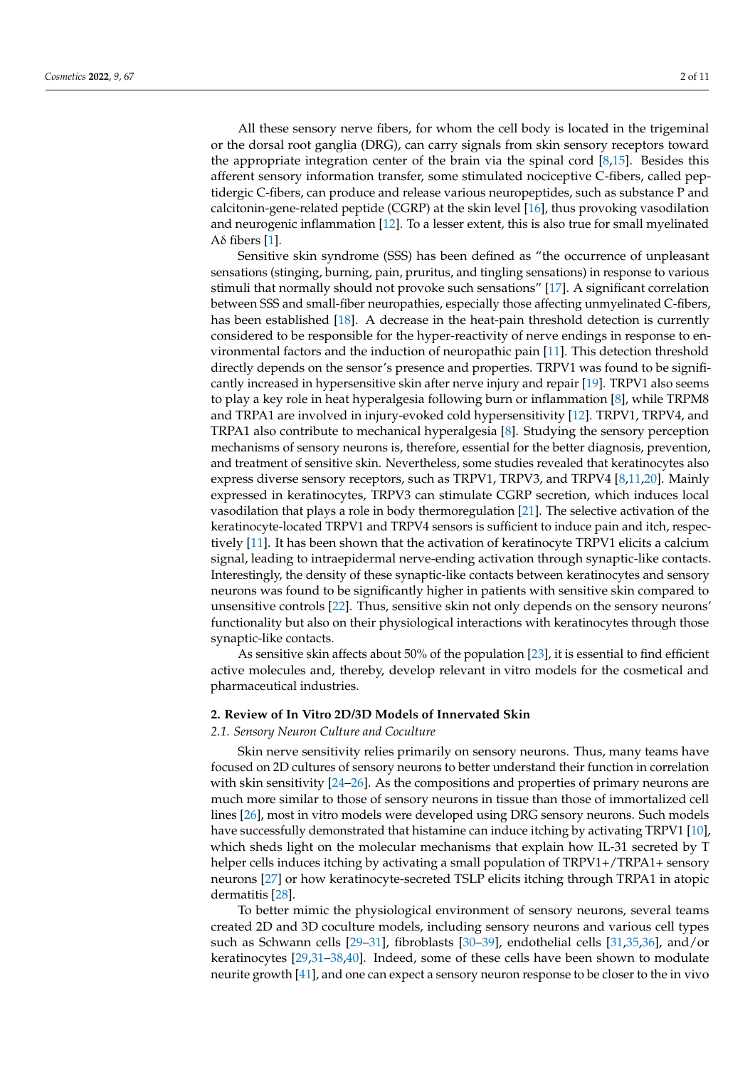All these sensory nerve fibers, for whom the cell body is located in the trigeminal or the dorsal root ganglia (DRG), can carry signals from skin sensory receptors toward the appropriate integration center of the brain via the spinal cord [8,15]. Besides this afferent sensory information transfer, some stimulated nociceptive C-fibers, called peptidergic C-fibers, can produce and release various neuropeptides, such as substance P and calcitonin-gene-related peptide (CGRP) at the skin level [16], thus provoking vasodilation and neurogenic inflammation [12]. To a lesser extent, this is also true for small myelinated Aδ fibers [1].

Sensitive skin syndrome (SSS) has been defined as "the occurrence of unpleasant sensations (stinging, burning, pain, pruritus, and tingling sensations) in response to various stimuli that normally should not provoke such sensations" [17]. A significant correlation between SSS and small-fiber neuropathies, especially those affecting unmyelinated C-fibers, has been established [18]. A decrease in the heat-pain threshold detection is currently considered to be responsible for the hyper-reactivity of nerve endings in response to environmental factors and the induction of neuropathic pain [11]. This detection threshold directly depends on the sensor's presence and properties. TRPV1 was found to be significantly increased in hypersensitive skin after nerve injury and repair [19]. TRPV1 also seems to play a key role in heat hyperalgesia following burn or inflammation [8], while TRPM8 and TRPA1 are involved in injury-evoked cold hypersensitivity [12]. TRPV1, TRPV4, and TRPA1 also contribute to mechanical hyperalgesia [8]. Studying the sensory perception mechanisms of sensory neurons is, therefore, essential for the better diagnosis, prevention, and treatment of sensitive skin. Nevertheless, some studies revealed that keratinocytes also express diverse sensory receptors, such as TRPV1, TRPV3, and TRPV4 [8,11,20]. Mainly expressed in keratinocytes, TRPV3 can stimulate CGRP secretion, which induces local vasodilation that plays a role in body thermoregulation [21]. The selective activation of the keratinocyte-located TRPV1 and TRPV4 sensors is sufficient to induce pain and itch, respectively [11]. It has been shown that the activation of keratinocyte TRPV1 elicits a calcium signal, leading to intraepidermal nerve-ending activation through synaptic-like contacts. Interestingly, the density of these synaptic-like contacts between keratinocytes and sensory neurons was found to be significantly higher in patients with sensitive skin compared to unsensitive controls [22]. Thus, sensitive skin not only depends on the sensory neurons' functionality but also on their physiological interactions with keratinocytes through those synaptic-like contacts.

As sensitive skin affects about 50% of the population [23], it is essential to find efficient active molecules and, thereby, develop relevant in vitro models for the cosmetical and pharmaceutical industries.

## 2. Review of In Vitro 2D/3D Models of Innervated Skin

### *2.1. Sensory Neuron Culture and Coculture*

Skin nerve sensitivity relies primarily on sensory neurons. Thus, many teams have focused on 2D cultures of sensory neurons to better understand their function in correlation with skin sensitivity [24–26]. As the compositions and properties of primary neurons are much more similar to those of sensory neurons in tissue than those of immortalized cell lines [26], most in vitro models were developed using DRG sensory neurons. Such models have successfully demonstrated that histamine can induce itching by activating TRPV1 [10], which sheds light on the molecular mechanisms that explain how IL-31 secreted by T helper cells induces itching by activating a small population of TRPV1+/TRPA1+ sensory neurons [27] or how keratinocyte-secreted TSLP elicits itching through TRPA1 in atopic dermatitis [28].

To better mimic the physiological environment of sensory neurons, several teams created 2D and 3D coculture models, including sensory neurons and various cell types such as Schwann cells [29–31], fibroblasts [30–39], endothelial cells [31,35,36], and/or keratinocytes [29,31–38,40]. Indeed, some of these cells have been shown to modulate neurite growth [41], and one can expect a sensory neuron response to be closer to the in vivo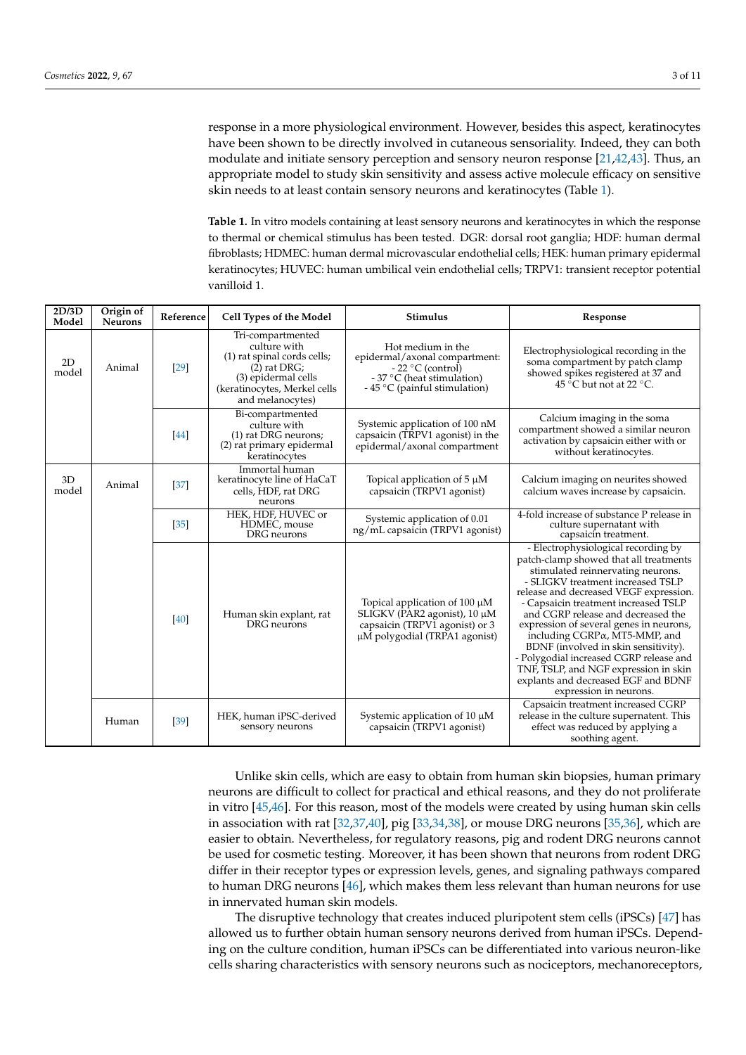response in a more physiological environment. However, besides this aspect, keratinocytes have been shown to be directly involved in cutaneous sensoriality. Indeed, they can both modulate and initiate sensory perception and sensory neuron response [21,42,43]. Thus, an appropriate model to study skin sensitivity and assess active molecule efficacy on sensitive skin needs to at least contain sensory neurons and keratinocytes (Table 1).

**Table 1.** In vitro models containing at least sensory neurons and keratinocytes in which the response to thermal or chemical stimulus has been tested. DGR: dorsal root ganglia; HDF: human dermal fibroblasts; HDMEC: human dermal microvascular endothelial cells; HEK: human primary epidermal keratinocytes; HUVEC: human umbilical vein endothelial cells; TRPV1: transient receptor potential vanilloid 1.

| 2D/3D Model | Origin of Neurons | Reference | Cell Types of the Model | Stimulus | Response |
|---|---|---|---|---|---|
| 2D model | Animal | [29] | Tri-compartmented culture with (1) rat spinal cords cells; (2) rat DRG; (3) epidermal cells (keratinocytes, Merkel cells and melanocytes) | Hot medium in the epidermal/axonal compartment: - 22 °C (control) - 37 °C (heat stimulation) - 45 °C (painful stimulation) | Electrophysiological recording in the soma compartment by patch clamp showed spikes registered at 37 and 45 °C but not at 22 °C. |
| | | [44] | Bi-compartmented culture with (1) rat DRG neurons; (2) rat primary epidermal keratinocytes | Systemic application of 100 nM capsaicin (TRPV1 agonist) in the epidermal/axonal compartment | Calcium imaging in the soma compartment showed a similar neuron activation by capsaicin either with or without keratinocytes. |
| 3D model | Animal | [37] | Immortal human keratinocyte line of HaCaT cells, HDF, rat DRG neurons | Topical application of 5 µM capsaicin (TRPV1 agonist) | Calcium imaging on neurites showed calcium waves increase by capsaicin. |
| | | [35] | HEK, HDF, HUVEC or HDMEC, mouse DRG neurons | Systemic application of 0.01 ng/mL capsaicin (TRPV1 agonist) | 4-fold increase of substance P release in culture supernatant with capsaicin treatment. |
| | | [40] | Human skin explant, rat DRG neurons | Topical application of 100 µM SLIGKV (PAR2 agonist), 10 µM capsaicin (TRPV1 agonist) or 3 µM polygodial (TRPA1 agonist) | - Electrophysiological recording by patch-clamp showed that all treatments stimulated reinnervating neurons. - SLIGKV treatment increased TSLP release and decreased VEGF expression. - Capsaicin treatment increased TSLP and CGRP release and decreased the expression of several genes in neurons, including CGRPα, MT5-MMP, and BDNF (involved in skin sensitivity). - Polygodial increased CGRP release and TNF, TSLP, and NGF expression in skin explants and decreased EGF and BDNF expression in neurons. |
| | Human | [39] | HEK, human iPSC-derived sensory neurons | Systemic application of 10 µM capsaicin (TRPV1 agonist) | Capsaicin treatment increased CGRP release in the culture supernatant. This effect was reduced by applying a soothing agent. |

Unlike skin cells, which are easy to obtain from human skin biopsies, human primary neurons are difficult to collect for practical and ethical reasons, and they do not proliferate in vitro [45,46]. For this reason, most of the models were created by using human skin cells in association with rat [32,37,40], pig [33,34,38], or mouse DRG neurons [35,36], which are easier to obtain. Nevertheless, for regulatory reasons, pig and rodent DRG neurons cannot be used for cosmetic testing. Moreover, it has been shown that neurons from rodent DRG differ in their receptor types or expression levels, genes, and signaling pathways compared to human DRG neurons [46], which makes them less relevant than human neurons for use in innervated human skin models.

The disruptive technology that creates induced pluripotent stem cells (iPSCs) [47] has allowed us to further obtain human sensory neurons derived from human iPSCs. Depending on the culture condition, human iPSCs can be differentiated into various neuron-like cells sharing characteristics with sensory neurons such as nociceptors, mechanoreceptors,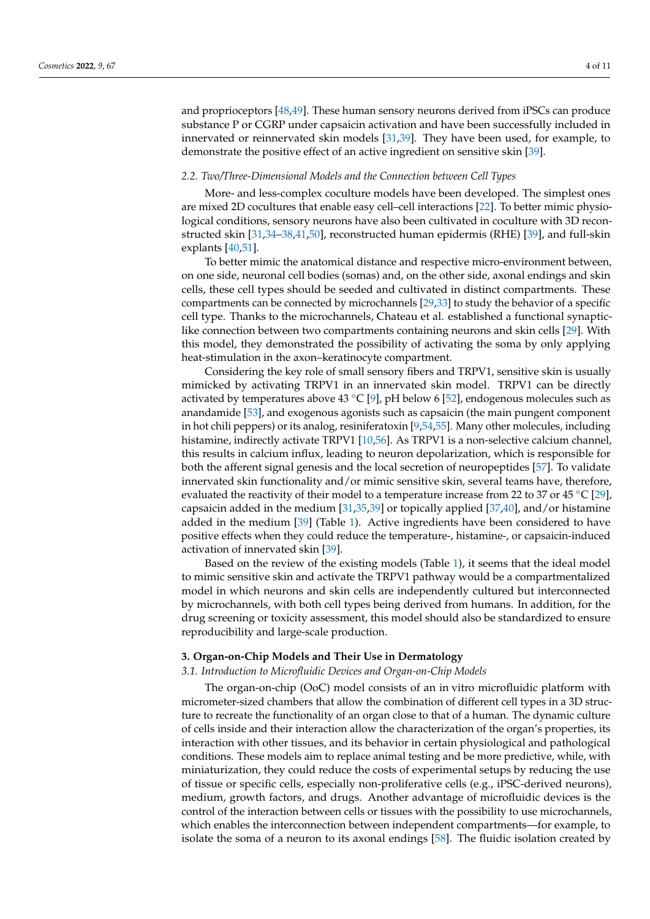and proprioceptors [48,49]. These human sensory neurons derived from iPSCs can produce substance P or CGRP under capsaicin activation and have been successfully included in innervated or reinnervated skin models [31,39]. They have been used, for example, to demonstrate the positive effect of an active ingredient on sensitive skin [39].

### *2.2. Two/Three-Dimensional Models and the Connection between Cell Types*

More- and less-complex coculture models have been developed. The simplest ones are mixed 2D cocultures that enable easy cell–cell interactions [22]. To better mimic physiological conditions, sensory neurons have also been cultivated in coculture with 3D reconstructed skin [31,34–38,41,50], reconstructed human epidermis (RHE) [39], and full-skin explants [40,51].

To better mimic the anatomical distance and respective micro-environment between, on one side, neuronal cell bodies (somas) and, on the other side, axonal endings and skin cells, these cell types should be seeded and cultivated in distinct compartments. These compartments can be connected by microchannels [29,33] to study the behavior of a specific cell type. Thanks to the microchannels, Chateau et al. established a functional synaptic-like connection between two compartments containing neurons and skin cells [29]. With this model, they demonstrated the possibility of activating the soma by only applying heat-stimulation in the axon–keratinocyte compartment.

Considering the key role of small sensory fibers and TRPV1, sensitive skin is usually mimicked by activating TRPV1 in an innervated skin model. TRPV1 can be directly activated by temperatures above 43 °C [9], pH below 6 [52], endogenous molecules such as anandamide [53], and exogenous agonists such as capsaicin (the main pungent component in hot chili peppers) or its analog, resiniferatoxin [9,54,55]. Many other molecules, including histamine, indirectly activate TRPV1 [10,56]. As TRPV1 is a non-selective calcium channel, this results in calcium influx, leading to neuron depolarization, which is responsible for both the afferent signal genesis and the local secretion of neuropeptides [57]. To validate innervated skin functionality and/or mimic sensitive skin, several teams have, therefore, evaluated the reactivity of their model to a temperature increase from 22 to 37 or 45 °C [29], capsaicin added in the medium [31,35,39] or topically applied [37,40], and/or histamine added in the medium [39] (Table 1). Active ingredients have been considered to have positive effects when they could reduce the temperature-, histamine-, or capsaicin-induced activation of innervated skin [39].

Based on the review of the existing models (Table 1), it seems that the ideal model to mimic sensitive skin and activate the TRPV1 pathway would be a compartmentalized model in which neurons and skin cells are independently cultured but interconnected by microchannels, with both cell types being derived from humans. In addition, for the drug screening or toxicity assessment, this model should also be standardized to ensure reproducibility and large-scale production.

## 3. Organ-on-Chip Models and Their Use in Dermatology

### *3.1. Introduction to Microfluidic Devices and Organ-on-Chip Models*

The organ-on-chip (OoC) model consists of an in vitro microfluidic platform with micrometer-sized chambers that allow the combination of different cell types in a 3D structure to recreate the functionality of an organ close to that of a human. The dynamic culture of cells inside and their interaction allow the characterization of the organ's properties, its interaction with other tissues, and its behavior in certain physiological and pathological conditions. These models aim to replace animal testing and be more predictive, while, with miniaturization, they could reduce the costs of experimental setups by reducing the use of tissue or specific cells, especially non-proliferative cells (e.g., iPSC-derived neurons), medium, growth factors, and drugs. Another advantage of microfluidic devices is the control of the interaction between cells or tissues with the possibility to use microchannels, which enables the interconnection between independent compartments—for example, to isolate the soma of a neuron to its axonal endings [58]. The fluidic isolation created by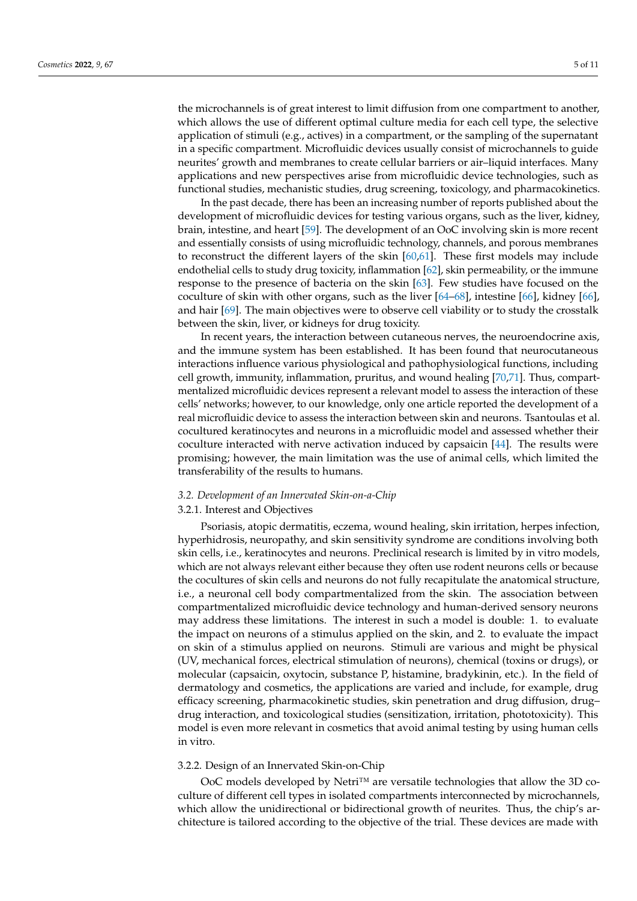the microchannels is of great interest to limit diffusion from one compartment to another, which allows the use of different optimal culture media for each cell type, the selective application of stimuli (e.g., actives) in a compartment, or the sampling of the supernatant in a specific compartment. Microfluidic devices usually consist of microchannels to guide neurites' growth and membranes to create cellular barriers or air–liquid interfaces. Many applications and new perspectives arise from microfluidic device technologies, such as functional studies, mechanistic studies, drug screening, toxicology, and pharmacokinetics.

In the past decade, there has been an increasing number of reports published about the development of microfluidic devices for testing various organs, such as the liver, kidney, brain, intestine, and heart [59]. The development of an OoC involving skin is more recent and essentially consists of using microfluidic technology, channels, and porous membranes to reconstruct the different layers of the skin [60,61]. These first models may include endothelial cells to study drug toxicity, inflammation [62], skin permeability, or the immune response to the presence of bacteria on the skin [63]. Few studies have focused on the coculture of skin with other organs, such as the liver [64–68], intestine [66], kidney [66], and hair [69]. The main objectives were to observe cell viability or to study the crosstalk between the skin, liver, or kidneys for drug toxicity.

In recent years, the interaction between cutaneous nerves, the neuroendocrine axis, and the immune system has been established. It has been found that neurocutaneous interactions influence various physiological and pathophysiological functions, including cell growth, immunity, inflammation, pruritus, and wound healing [70,71]. Thus, compartmentalized microfluidic devices represent a relevant model to assess the interaction of these cells' networks; however, to our knowledge, only one article reported the development of a real microfluidic device to assess the interaction between skin and neurons. Tsantoulas et al. cocultured keratinocytes and neurons in a microfluidic model and assessed whether their coculture interacted with nerve activation induced by capsaicin [44]. The results were promising; however, the main limitation was the use of animal cells, which limited the transferability of the results to humans.

### *3.2. Development of an Innervated Skin-on-a-Chip*

#### 3.2.1. Interest and Objectives

Psoriasis, atopic dermatitis, eczema, wound healing, skin irritation, herpes infection, hyperhidrosis, neuropathy, and skin sensitivity syndrome are conditions involving both skin cells, i.e., keratinocytes and neurons. Preclinical research is limited by in vitro models, which are not always relevant either because they often use rodent neurons cells or because the cocultures of skin cells and neurons do not fully recapitulate the anatomical structure, i.e., a neuronal cell body compartmentalized from the skin. The association between compartmentalized microfluidic device technology and human-derived sensory neurons may address these limitations. The interest in such a model is double: 1. to evaluate the impact on neurons of a stimulus applied on the skin, and 2. to evaluate the impact on skin of a stimulus applied on neurons. Stimuli are various and might be physical (UV, mechanical forces, electrical stimulation of neurons), chemical (toxins or drugs), or molecular (capsaicin, oxytocin, substance P, histamine, bradykinin, etc.). In the field of dermatology and cosmetics, the applications are varied and include, for example, drug efficacy screening, pharmacokinetic studies, skin penetration and drug diffusion, drug–drug interaction, and toxicological studies (sensitization, irritation, phototoxicity). This model is even more relevant in cosmetics that avoid animal testing by using human cells in vitro.

#### 3.2.2. Design of an Innervated Skin-on-Chip

OoC models developed by Netri™ are versatile technologies that allow the 3D coculture of different cell types in isolated compartments interconnected by microchannels, which allow the unidirectional or bidirectional growth of neurites. Thus, the chip's architecture is tailored according to the objective of the trial. These devices are made with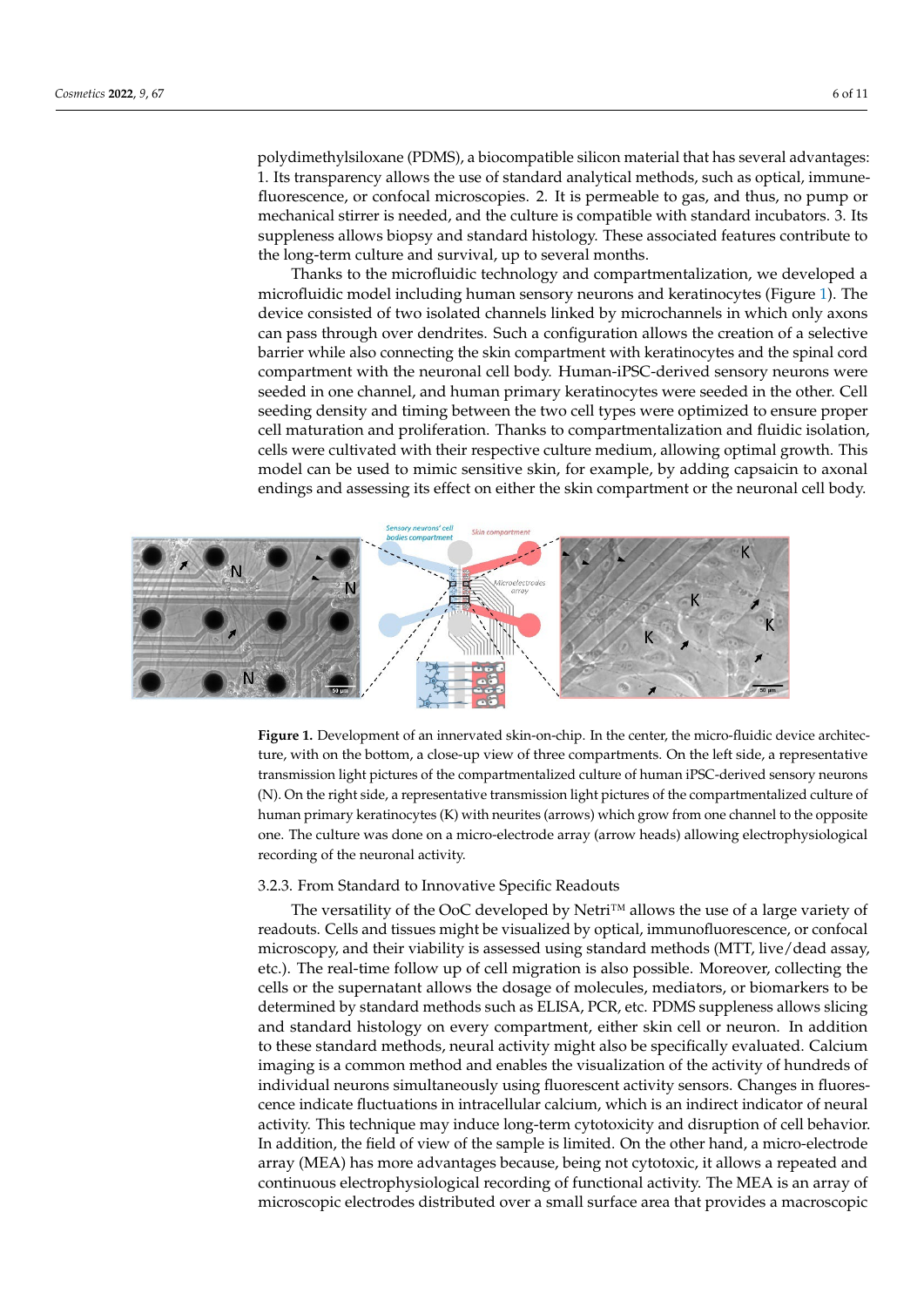polydimethylsiloxane (PDMS), a biocompatible silicon material that has several advantages: 1. Its transparency allows the use of standard analytical methods, such as optical, immune-fluorescence, or confocal microscopies. 2. It is permeable to gas, and thus, no pump or mechanical stirrer is needed, and the culture is compatible with standard incubators. 3. Its suppleness allows biopsy and standard histology. These associated features contribute to the long-term culture and survival, up to several months.

Thanks to the microfluidic technology and compartmentalization, we developed a microfluidic model including human sensory neurons and keratinocytes (Figure 1). The device consisted of two isolated channels linked by microchannels in which only axons can pass through over dendrites. Such a configuration allows the creation of a selective barrier while also connecting the skin compartment with keratinocytes and the spinal cord compartment with the neuronal cell body. Human-iPSC-derived sensory neurons were seeded in one channel, and human primary keratinocytes were seeded in the other. Cell seeding density and timing between the two cell types were optimized to ensure proper cell maturation and proliferation. Thanks to compartmentalization and fluidic isolation, cells were cultivated with their respective culture medium, allowing optimal growth. This model can be used to mimic sensitive skin, for example, by adding capsaicin to axonal endings and assessing its effect on either the skin compartment or the neuronal cell body.

**Figure 1.** Development of an innervated skin-on-chip. In the center, the micro-fluidic device architecture, with on the bottom, a close-up view of three compartments. On the left side, a representative transmission light pictures of the compartmentalized culture of human iPSC-derived sensory neurons (N). On the right side, a representative transmission light pictures of the compartmentalized culture of human primary keratinocytes (K) with neurites (arrows) which grow from one channel to the opposite one. The culture was done on a micro-electrode array (arrow heads) allowing electrophysiological recording of the neuronal activity.

### 3.2.3. From Standard to Innovative Specific Readouts

The versatility of the OoC developed by Netri™ allows the use of a large variety of readouts. Cells and tissues might be visualized by optical, immunofluorescence, or confocal microscopy, and their viability is assessed using standard methods (MTT, live/dead assay, etc.). The real-time follow up of cell migration is also possible. Moreover, collecting the cells or the supernatant allows the dosage of molecules, mediators, or biomarkers to be determined by standard methods such as ELISA, PCR, etc. PDMS suppleness allows slicing and standard histology on every compartment, either skin cell or neuron. In addition to these standard methods, neural activity might also be specifically evaluated. Calcium imaging is a common method and enables the visualization of the activity of hundreds of individual neurons simultaneously using fluorescent activity sensors. Changes in fluorescence indicate fluctuations in intracellular calcium, which is an indirect indicator of neural activity. This technique may induce long-term cytotoxicity and disruption of cell behavior. In addition, the field of view of the sample is limited. On the other hand, a micro-electrode array (MEA) has more advantages because, being not cytotoxic, it allows a repeated and continuous electrophysiological recording of functional activity. The MEA is an array of microscopic electrodes distributed over a small surface area that provides a macroscopic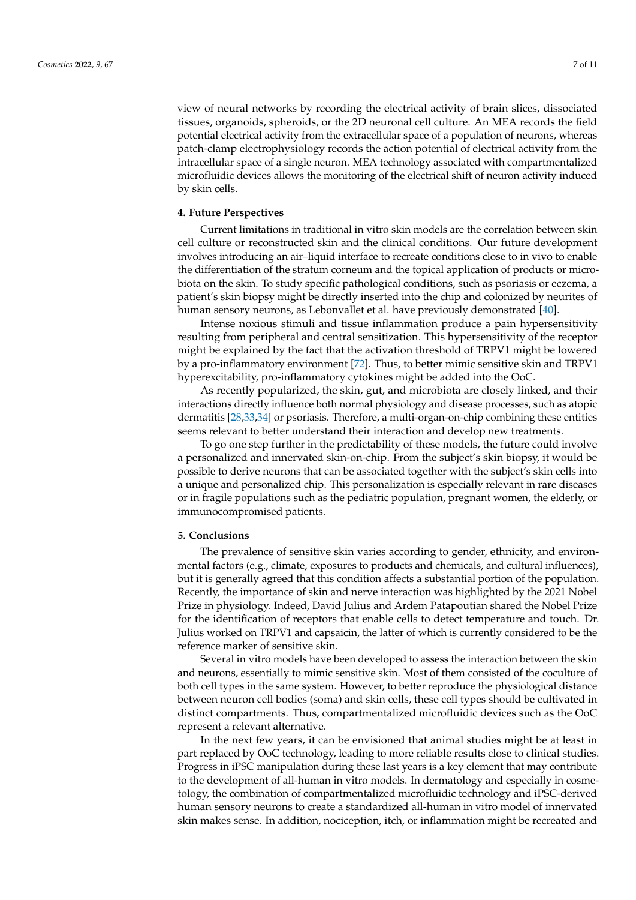view of neural networks by recording the electrical activity of brain slices, dissociated tissues, organoids, spheroids, or the 2D neuronal cell culture. An MEA records the field potential electrical activity from the extracellular space of a population of neurons, whereas patch-clamp electrophysiology records the action potential of electrical activity from the intracellular space of a single neuron. MEA technology associated with compartmentalized microfluidic devices allows the monitoring of the electrical shift of neuron activity induced by skin cells.

## 4. Future Perspectives

Current limitations in traditional in vitro skin models are the correlation between skin cell culture or reconstructed skin and the clinical conditions. Our future development involves introducing an air–liquid interface to recreate conditions close to in vivo to enable the differentiation of the stratum corneum and the topical application of products or microbiota on the skin. To study specific pathological conditions, such as psoriasis or eczema, a patient's skin biopsy might be directly inserted into the chip and colonized by neurites of human sensory neurons, as Lebonvallet et al. have previously demonstrated [40].

Intense noxious stimuli and tissue inflammation produce a pain hypersensitivity resulting from peripheral and central sensitization. This hypersensitivity of the receptor might be explained by the fact that the activation threshold of TRPV1 might be lowered by a pro-inflammatory environment [72]. Thus, to better mimic sensitive skin and TRPV1 hyperexcitability, pro-inflammatory cytokines might be added into the OoC.

As recently popularized, the skin, gut, and microbiota are closely linked, and their interactions directly influence both normal physiology and disease processes, such as atopic dermatitis [28,33,34] or psoriasis. Therefore, a multi-organ-on-chip combining these entities seems relevant to better understand their interaction and develop new treatments.

To go one step further in the predictability of these models, the future could involve a personalized and innervated skin-on-chip. From the subject's skin biopsy, it would be possible to derive neurons that can be associated together with the subject's skin cells into a unique and personalized chip. This personalization is especially relevant in rare diseases or in fragile populations such as the pediatric population, pregnant women, the elderly, or immunocompromised patients.

## 5. Conclusions

The prevalence of sensitive skin varies according to gender, ethnicity, and environmental factors (e.g., climate, exposures to products and chemicals, and cultural influences), but it is generally agreed that this condition affects a substantial portion of the population. Recently, the importance of skin and nerve interaction was highlighted by the 2021 Nobel Prize in physiology. Indeed, David Julius and Ardem Patapoutian shared the Nobel Prize for the identification of receptors that enable cells to detect temperature and touch. Dr. Julius worked on TRPV1 and capsaicin, the latter of which is currently considered to be the reference marker of sensitive skin.

Several in vitro models have been developed to assess the interaction between the skin and neurons, essentially to mimic sensitive skin. Most of them consisted of the coculture of both cell types in the same system. However, to better reproduce the physiological distance between neuron cell bodies (soma) and skin cells, these cell types should be cultivated in distinct compartments. Thus, compartmentalized microfluidic devices such as the OoC represent a relevant alternative.

In the next few years, it can be envisioned that animal studies might be at least in part replaced by OoC technology, leading to more reliable results close to clinical studies. Progress in iPSC manipulation during these last years is a key element that may contribute to the development of all-human in vitro models. In dermatology and especially in cosmetology, the combination of compartmentalized microfluidic technology and iPSC-derived human sensory neurons to create a standardized all-human in vitro model of innervated skin makes sense. In addition, nociception, itch, or inflammation might be recreated and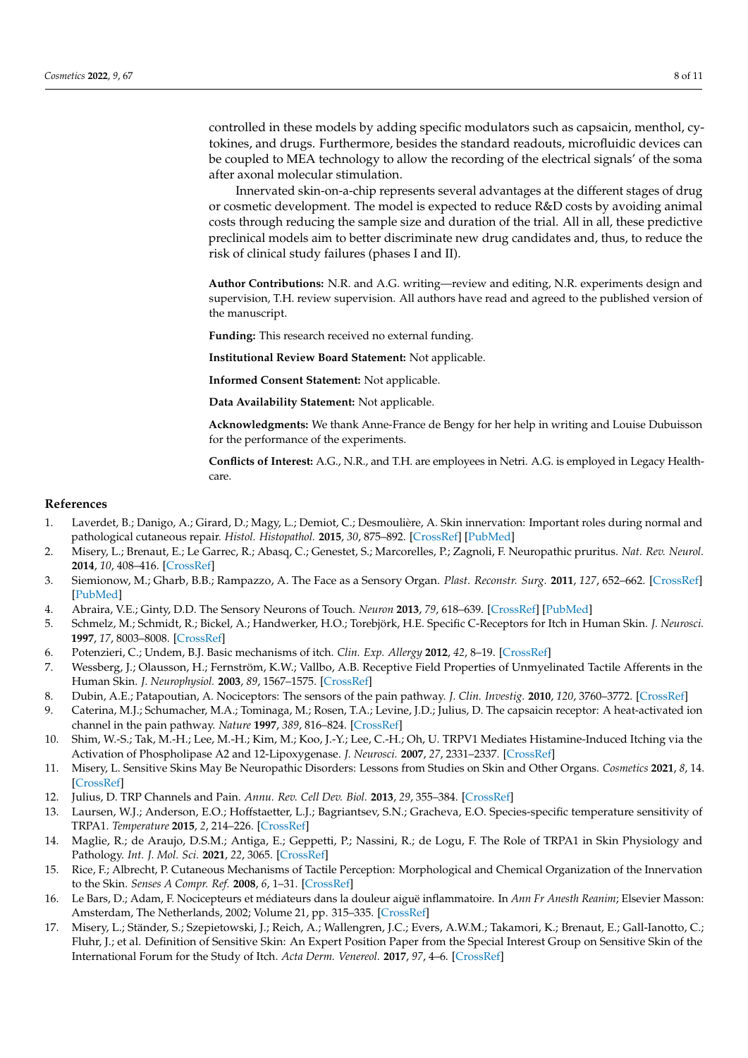controlled in these models by adding specific modulators such as capsaicin, menthol, cytokines, and drugs. Furthermore, besides the standard readouts, microfluidic devices can be coupled to MEA technology to allow the recording of the electrical signals' of the soma after axonal molecular stimulation.

Innervated skin-on-a-chip represents several advantages at the different stages of drug or cosmetic development. The model is expected to reduce R&D costs by avoiding animal costs through reducing the sample size and duration of the trial. All in all, these predictive preclinical models aim to better discriminate new drug candidates and, thus, to reduce the risk of clinical study failures (phases I and II).

**Author Contributions:** N.R. and A.G. writing—review and editing, N.R. experiments design and supervision, T.H. review supervision. All authors have read and agreed to the published version of the manuscript.

**Funding:** This research received no external funding.

**Institutional Review Board Statement:** Not applicable.

**Informed Consent Statement:** Not applicable.

**Data Availability Statement:** Not applicable.

**Acknowledgments:** We thank Anne-France de Bengy for her help in writing and Louise Dubuisson for the performance of the experiments.

**Conflicts of Interest:** A.G., N.R., and T.H. are employees in Netri. A.G. is employed in Legacy Healthcare.

## References

1. Laverdet, B.; Danigo, A.; Girard, D.; Magy, L.; Demiot, C.; Desmoulière, A. Skin innervation: Important roles during normal and pathological cutaneous repair. *Histol. Histopathol.* **2015**, *30*, 875–892. [CrossRef] [PubMed]
2. Misery, L.; Brenaut, E.; Le Garrec, R.; Abasq, C.; Genestet, S.; Marcorelles, P.; Zagnoli, F. Neuropathic pruritus. *Nat. Rev. Neurol.* **2014**, *10*, 408–416. [CrossRef]
3. Siemionow, M.; Gharb, B.B.; Rampazzo, A. The Face as a Sensory Organ. *Plast. Reconstr. Surg.* **2011**, *127*, 652–662. [CrossRef] [PubMed]
4. Abraira, V.E.; Ginty, D.D. The Sensory Neurons of Touch. *Neuron* **2013**, *79*, 618–639. [CrossRef] [PubMed]
5. Schmelz, M.; Schmidt, R.; Bickel, A.; Handwerker, H.O.; Torebjörk, H.E. Specific C-Receptors for Itch in Human Skin. *J. Neurosci.* **1997**, *17*, 8003–8008. [CrossRef]
6. Potenzieri, C.; Undem, B.J. Basic mechanisms of itch. *Clin. Exp. Allergy* **2012**, *42*, 8–19. [CrossRef]
7. Wessberg, J.; Olausson, H.; Fernström, K.W.; Vallbo, A.B. Receptive Field Properties of Unmyelinated Tactile Afferents in the Human Skin. *J. Neurophysiol.* **2003**, *89*, 1567–1575. [CrossRef]
8. Dubin, A.E.; Patapoutian, A. Nociceptors: The sensors of the pain pathway. *J. Clin. Investig.* **2010**, *120*, 3760–3772. [CrossRef]
9. Caterina, M.J.; Schumacher, M.A.; Tominaga, M.; Rosen, T.A.; Levine, J.D.; Julius, D. The capsaicin receptor: A heat-activated ion channel in the pain pathway. *Nature* **1997**, *389*, 816–824. [CrossRef]
10. Shim, W.-S.; Tak, M.-H.; Lee, M.-H.; Kim, M.; Koo, J.-Y.; Lee, C.-H.; Oh, U. TRPV1 Mediates Histamine-Induced Itching via the Activation of Phospholipase A2 and 12-Lipoxygenase. *J. Neurosci.* **2007**, *27*, 2331–2337. [CrossRef]
11. Misery, L. Sensitive Skins May Be Neuropathic Disorders: Lessons from Studies on Skin and Other Organs. *Cosmetics* **2021**, *8*, 14. [CrossRef]
12. Julius, D. TRP Channels and Pain. *Annu. Rev. Cell Dev. Biol.* **2013**, *29*, 355–384. [CrossRef]
13. Laursen, W.J.; Anderson, E.O.; Hoffstaetter, L.J.; Bagriantsev, S.N.; Gracheva, E.O. Species-specific temperature sensitivity of TRPA1. *Temperature* **2015**, *2*, 214–226. [CrossRef]
14. Maglie, R.; de Araujo, D.S.M.; Antiga, E.; Geppetti, P.; Nassini, R.; de Logu, F. The Role of TRPA1 in Skin Physiology and Pathology. *Int. J. Mol. Sci.* **2021**, *22*, 3065. [CrossRef]
15. Rice, F.; Albrecht, P. Cutaneous Mechanisms of Tactile Perception: Morphological and Chemical Organization of the Innervation to the Skin. *Senses A Compr. Ref.* **2008**, *6*, 1–31. [CrossRef]
16. Le Bars, D.; Adam, F. Nocicepteurs et médiateurs dans la douleur aiguë inflammatoire. In *Ann Fr Anesth Reanim*; Elsevier Masson: Amsterdam, The Netherlands, 2002; Volume 21, pp. 315–335. [CrossRef]
17. Misery, L.; Ständer, S.; Szepietowski, J.; Reich, A.; Wallengren, J.C.; Evers, A.W.M.; Takamori, K.; Brenaut, E.; Gall-Ianotto, C.; Fluhr, J.; et al. Definition of Sensitive Skin: An Expert Position Paper from the Special Interest Group on Sensitive Skin of the International Forum for the Study of Itch. *Acta Derm. Venereol.* **2017**, *97*, 4–6. [CrossRef]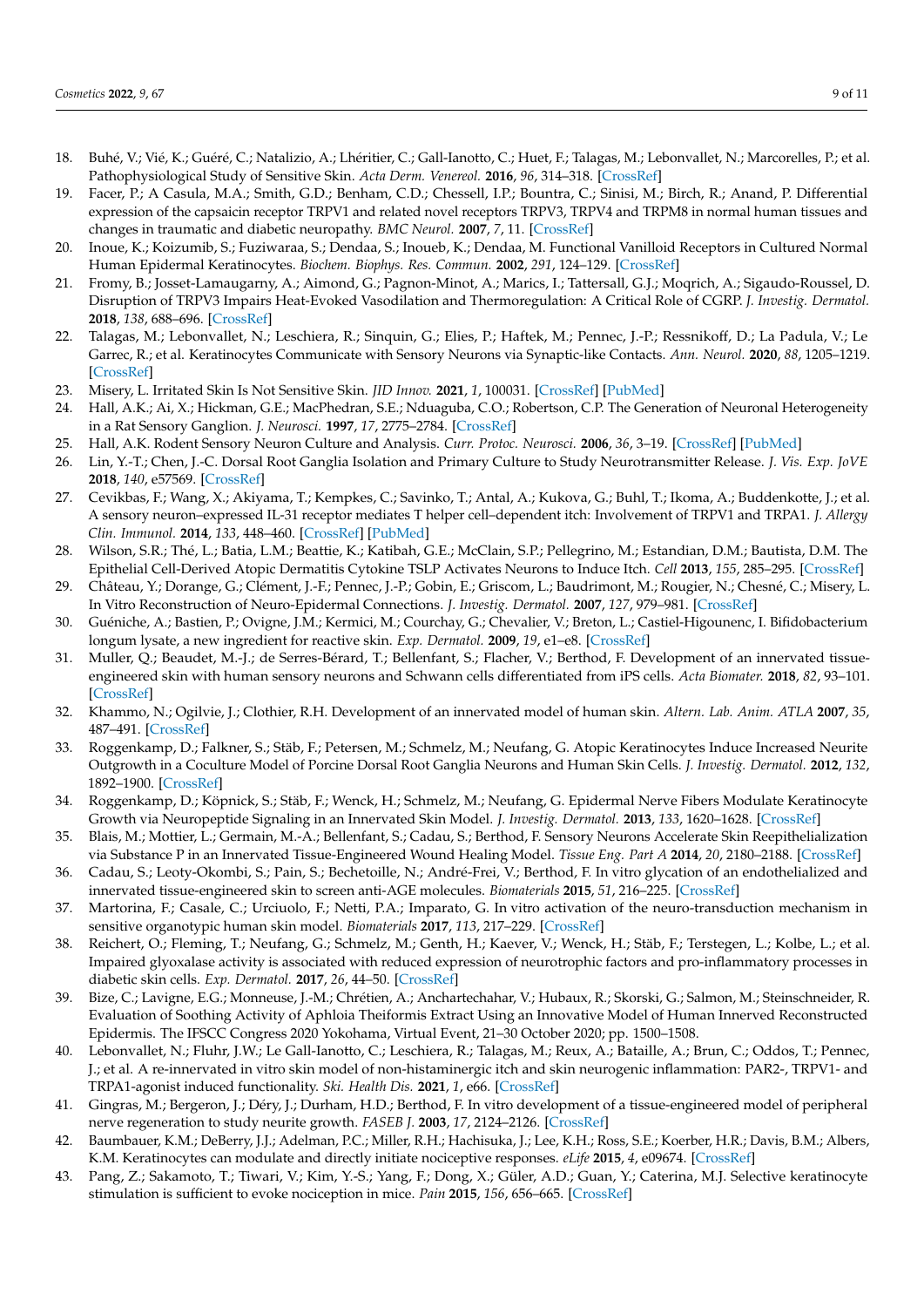18. Buhé, V.; Vié, K.; Guéré, C.; Natalizio, A.; Lhéritier, C.; Gall-Ianotto, C.; Huet, F.; Talagas, M.; Lebonvallet, N.; Marcorelles, P.; et al. Pathophysiological Study of Sensitive Skin. *Acta Derm. Venereol.* **2016**, *96*, 314–318. [CrossRef]
19. Facer, P.; A Casula, M.A.; Smith, G.D.; Benham, C.D.; Chessell, I.P.; Bountra, C.; Sinisi, M.; Birch, R.; Anand, P. Differential expression of the capsaicin receptor TRPV1 and related novel receptors TRPV3, TRPV4 and TRPM8 in normal human tissues and changes in traumatic and diabetic neuropathy. *BMC Neurol.* **2007**, *7*, 11. [CrossRef]
20. Inoue, K.; Koizumib, S.; Fuziwaraa, S.; Dendaa, S.; Inoueb, K.; Dendaa, M. Functional Vanilloid Receptors in Cultured Normal Human Epidermal Keratinocytes. *Biochem. Biophys. Res. Commun.* **2002**, *291*, 124–129. [CrossRef]
21. Fromy, B.; Josset-Lamaugarny, A.; Aimond, G.; Pagnon-Minot, A.; Marics, I.; Tattersall, G.J.; Moqrich, A.; Sigaudo-Roussel, D. Disruption of TRPV3 Impairs Heat-Evoked Vasodilation and Thermoregulation: A Critical Role of CGRP. *J. Investig. Dermatol.* **2018**, *138*, 688–696. [CrossRef]
22. Talagas, M.; Lebonvallet, N.; Leschiera, R.; Sinquin, G.; Elies, P.; Haftek, M.; Pennec, J.-P.; Ressnikoff, D.; La Padula, V.; Le Garrec, R.; et al. Keratinocytes Communicate with Sensory Neurons via Synaptic-like Contacts. *Ann. Neurol.* **2020**, *88*, 1205–1219. [CrossRef]
23. Misery, L. Irritated Skin Is Not Sensitive Skin. *JID Innov.* **2021**, *1*, 100031. [CrossRef] [PubMed]
24. Hall, A.K.; Ai, X.; Hickman, G.E.; MacPhedran, S.E.; Nduaguba, C.O.; Robertson, C.P. The Generation of Neuronal Heterogeneity in a Rat Sensory Ganglion. *J. Neurosci.* **1997**, *17*, 2775–2784. [CrossRef]
25. Hall, A.K. Rodent Sensory Neuron Culture and Analysis. *Curr. Protoc. Neurosci.* **2006**, *36*, 3–19. [CrossRef] [PubMed]
26. Lin, Y.-T.; Chen, J.-C. Dorsal Root Ganglia Isolation and Primary Culture to Study Neurotransmitter Release. *J. Vis. Exp. JoVE* **2018**, *140*, e57569. [CrossRef]
27. Cevikbas, F.; Wang, X.; Akiyama, T.; Kempkes, C.; Savinko, T.; Antal, A.; Kukova, G.; Buhl, T.; Ikoma, A.; Buddenkotte, J.; et al. A sensory neuron–expressed IL-31 receptor mediates T helper cell–dependent itch: Involvement of TRPV1 and TRPA1. *J. Allergy Clin. Immunol.* **2014**, *133*, 448–460. [CrossRef] [PubMed]
28. Wilson, S.R.; Thé, L.; Batia, L.M.; Beattie, K.; Katibah, G.E.; McClain, S.P.; Pellegrino, M.; Estandian, D.M.; Bautista, D.M. The Epithelial Cell-Derived Atopic Dermatitis Cytokine TSLP Activates Neurons to Induce Itch. *Cell* **2013**, *155*, 285–295. [CrossRef]
29. Château, Y.; Dorange, G.; Clément, J.-F.; Pennec, J.-P.; Gobin, E.; Griscom, L.; Baudrimont, M.; Rougier, N.; Chesné, C.; Misery, L. In Vitro Reconstruction of Neuro-Epidermal Connections. *J. Investig. Dermatol.* **2007**, *127*, 979–981. [CrossRef]
30. Guéniche, A.; Bastien, P.; Ovigne, J.M.; Kermici, M.; Courchay, G.; Chevalier, V.; Breton, L.; Castiel-Higounenc, I. Bifidobacterium longum lysate, a new ingredient for reactive skin. *Exp. Dermatol.* **2009**, *19*, e1–e8. [CrossRef]
31. Muller, Q.; Beaudet, M.-J.; de Serres-Bérard, T.; Bellenfant, S.; Flacher, V.; Berthod, F. Development of an innervated tissue-engineered skin with human sensory neurons and Schwann cells differentiated from iPS cells. *Acta Biomater.* **2018**, *82*, 93–101. [CrossRef]
32. Khammo, N.; Ogilvie, J.; Clothier, R.H. Development of an innervated model of human skin. *Altern. Lab. Anim. ATLA* **2007**, *35*, 487–491. [CrossRef]
33. Roggenkamp, D.; Falkner, S.; Stäb, F.; Petersen, M.; Schmelz, M.; Neufang, G. Atopic Keratinocytes Induce Increased Neurite Outgrowth in a Coculture Model of Porcine Dorsal Root Ganglia Neurons and Human Skin Cells. *J. Investig. Dermatol.* **2012**, *132*, 1892–1900. [CrossRef]
34. Roggenkamp, D.; Köpnick, S.; Stäb, F.; Wenck, H.; Schmelz, M.; Neufang, G. Epidermal Nerve Fibers Modulate Keratinocyte Growth via Neuropeptide Signaling in an Innervated Skin Model. *J. Investig. Dermatol.* **2013**, *133*, 1620–1628. [CrossRef]
35. Blais, M.; Mottier, L.; Germain, M.-A.; Bellenfant, S.; Cadau, S.; Berthod, F. Sensory Neurons Accelerate Skin Reepithelialization via Substance P in an Innervated Tissue-Engineered Wound Healing Model. *Tissue Eng. Part A* **2014**, *20*, 2180–2188. [CrossRef]
36. Cadau, S.; Leoty-Okombi, S.; Pain, S.; Bechetoille, N.; André-Frei, V.; Berthod, F. In vitro glycation of an endothelialized and innervated tissue-engineered skin to screen anti-AGE molecules. *Biomaterials* **2015**, *51*, 216–225. [CrossRef]
37. Martorina, F.; Casale, C.; Urciuolo, F.; Netti, P.A.; Imparato, G. In vitro activation of the neuro-transduction mechanism in sensitive organotypic human skin model. *Biomaterials* **2017**, *113*, 217–229. [CrossRef]
38. Reichert, O.; Fleming, T.; Neufang, G.; Schmelz, M.; Genth, H.; Kaever, V.; Wenck, H.; Stäb, F.; Terstegen, L.; Kolbe, L.; et al. Impaired glyoxalase activity is associated with reduced expression of neurotrophic factors and pro-inflammatory processes in diabetic skin cells. *Exp. Dermatol.* **2017**, *26*, 44–50. [CrossRef]
39. Bize, C.; Lavigne, E.G.; Monneuse, J.-M.; Chrétien, A.; Anchartechahar, V.; Hubaux, R.; Skorski, G.; Salmon, M.; Steinschneider, R. Evaluation of Soothing Activity of Aphloia Theiformis Extract Using an Innovative Model of Human Innerved Reconstructed Epidermis. The IFSCC Congress 2020 Yokohama, Virtual Event, 21–30 October 2020; pp. 1500–1508.
40. Lebonvallet, N.; Fluhr, J.W.; Le Gall-Ianotto, C.; Leschiera, R.; Talagas, M.; Reux, A.; Bataille, A.; Brun, C.; Oddos, T.; Pennec, J.; et al. A re-innervated in vitro skin model of non-histaminergic itch and skin neurogenic inflammation: PAR2-, TRPV1- and TRPA1-agonist induced functionality. *Ski. Health Dis.* **2021**, *1*, e66. [CrossRef]
41. Gingras, M.; Bergeron, J.; Déry, J.; Durham, H.D.; Berthod, F. In vitro development of a tissue-engineered model of peripheral nerve regeneration to study neurite growth. *FASEB J.* **2003**, *17*, 2124–2126. [CrossRef]
42. Baumbauer, K.M.; DeBerry, J.J.; Adelman, P.C.; Miller, R.H.; Hachisuka, J.; Lee, K.H.; Ross, S.E.; Koerber, H.R.; Davis, B.M.; Albers, K.M. Keratinocytes can modulate and directly initiate nociceptive responses. *eLife* **2015**, *4*, e09674. [CrossRef]
43. Pang, Z.; Sakamoto, T.; Tiwari, V.; Kim, Y.-S.; Yang, F.; Dong, X.; Güler, A.D.; Guan, Y.; Caterina, M.J. Selective keratinocyte stimulation is sufficient to evoke nociception in mice. *Pain* **2015**, *156*, 656–665. [CrossRef]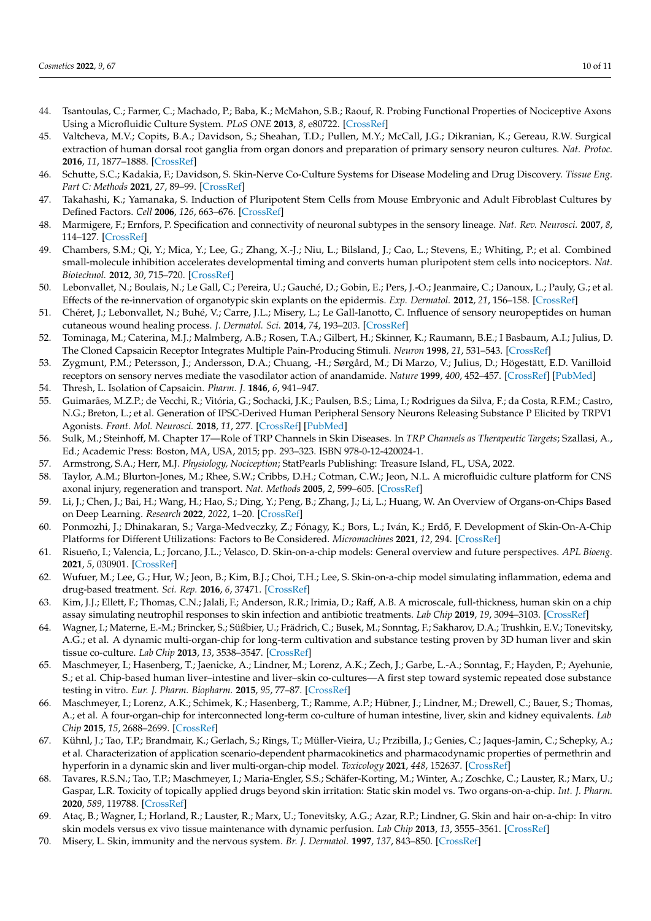44. Tsantoulas, C.; Farmer, C.; Machado, P.; Baba, K.; McMahon, S.B.; Raouf, R. Probing Functional Properties of Nociceptive Axons Using a Microfluidic Culture System. *PLoS ONE* **2013**, *8*, e80722. [CrossRef]
45. Valtcheva, M.V.; Copits, B.A.; Davidson, S.; Sheahan, T.D.; Pullen, M.Y.; McCall, J.G.; Dikranian, K.; Gereau, R.W. Surgical extraction of human dorsal root ganglia from organ donors and preparation of primary sensory neuron cultures. *Nat. Protoc.* **2016**, *11*, 1877–1888. [CrossRef]
46. Schutte, S.C.; Kadakia, F.; Davidson, S. Skin-Nerve Co-Culture Systems for Disease Modeling and Drug Discovery. *Tissue Eng. Part C: Methods* **2021**, *27*, 89–99. [CrossRef]
47. Takahashi, K.; Yamanaka, S. Induction of Pluripotent Stem Cells from Mouse Embryonic and Adult Fibroblast Cultures by Defined Factors. *Cell* **2006**, *126*, 663–676. [CrossRef]
48. Marmigere, F.; Ernfors, P. Specification and connectivity of neuronal subtypes in the sensory lineage. *Nat. Rev. Neurosci.* **2007**, *8*, 114–127. [CrossRef]
49. Chambers, S.M.; Qi, Y.; Mica, Y.; Lee, G.; Zhang, X.-J.; Niu, L.; Bilsland, J.; Cao, L.; Stevens, E.; Whiting, P.; et al. Combined small-molecule inhibition accelerates developmental timing and converts human pluripotent stem cells into nociceptors. *Nat. Biotechnol.* **2012**, *30*, 715–720. [CrossRef]
50. Lebonvallet, N.; Boulais, N.; Le Gall, C.; Pereira, U.; Gauché, D.; Gobin, E.; Pers, J.-O.; Jeanmaire, C.; Danoux, L.; Pauly, G.; et al. Effects of the re-innervation of organotypic skin explants on the epidermis. *Exp. Dermatol.* **2012**, *21*, 156–158. [CrossRef]
51. Chéret, J.; Lebonvallet, N.; Buhé, V.; Carre, J.L.; Misery, L.; Le Gall-Ianotto, C. Influence of sensory neuropeptides on human cutaneous wound healing process. *J. Dermatol. Sci.* **2014**, *74*, 193–203. [CrossRef]
52. Tominaga, M.; Caterina, M.J.; Malmberg, A.B.; Rosen, T.A.; Gilbert, H.; Skinner, K.; Raumann, B.E.; I Basbaum, A.I.; Julius, D. The Cloned Capsaicin Receptor Integrates Multiple Pain-Producing Stimuli. *Neuron* **1998**, *21*, 531–543. [CrossRef]
53. Zygmunt, P.M.; Petersson, J.; Andersson, D.A.; Chuang, -H.; Sørgård, M.; Di Marzo, V.; Julius, D.; Högestätt, E.D. Vanilloid receptors on sensory nerves mediate the vasodilator action of anandamide. *Nature* **1999**, *400*, 452–457. [CrossRef] [PubMed]
54. Thresh, L. Isolation of Capsaicin. *Pharm. J.* **1846**, *6*, 941–947.
55. Guimarães, M.Z.P.; de Vecchi, R.; Vitória, G.; Sochacki, J.K.; Paulsen, B.S.; Lima, I.; Rodrigues da Silva, F.; da Costa, R.F.M.; Castro, N.G.; Breton, L.; et al. Generation of IPSC-Derived Human Peripheral Sensory Neurons Releasing Substance P Elicited by TRPV1 Agonists. *Front. Mol. Neurosci.* **2018**, *11*, 277. [CrossRef] [PubMed]
56. Sulk, M.; Steinhoff, M. Chapter 17—Role of TRP Channels in Skin Diseases. In *TRP Channels as Therapeutic Targets*; Szallasi, A., Ed.; Academic Press: Boston, MA, USA, 2015; pp. 293–323. ISBN 978-0-12-420024-1.
57. Armstrong, S.A.; Herr, M.J. *Physiology, Nociception*; StatPearls Publishing: Treasure Island, FL, USA, 2022.
58. Taylor, A.M.; Blurton-Jones, M.; Rhee, S.W.; Cribbs, D.H.; Cotman, C.W.; Jeon, N.L. A microfluidic culture platform for CNS axonal injury, regeneration and transport. *Nat. Methods* **2005**, *2*, 599–605. [CrossRef]
59. Li, J.; Chen, J.; Bai, H.; Wang, H.; Hao, S.; Ding, Y.; Peng, B.; Zhang, J.; Li, L.; Huang, W. An Overview of Organs-on-Chips Based on Deep Learning. *Research* **2022**, *2022*, 1–20. [CrossRef]
60. Ponmozhi, J.; Dhinakaran, S.; Varga-Medveczky, Z.; Fónagy, K.; Bors, L.; Iván, K.; Erdő, F. Development of Skin-On-A-Chip Platforms for Different Utilizations: Factors to Be Considered. *Micromachines* **2021**, *12*, 294. [CrossRef]
61. Risueño, I.; Valencia, L.; Jorcano, J.L.; Velasco, D. Skin-on-a-chip models: General overview and future perspectives. *APL Bioeng.* **2021**, *5*, 030901. [CrossRef]
62. Wufuer, M.; Lee, G.; Hur, W.; Jeon, B.; Kim, B.J.; Choi, T.H.; Lee, S. Skin-on-a-chip model simulating inflammation, edema and drug-based treatment. *Sci. Rep.* **2016**, *6*, 37471. [CrossRef]
63. Kim, J.J.; Ellett, F.; Thomas, C.N.; Jalali, F.; Anderson, R.R.; Irimia, D.; Raff, A.B. A microscale, full-thickness, human skin on a chip assay simulating neutrophil responses to skin infection and antibiotic treatments. *Lab Chip* **2019**, *19*, 3094–3103. [CrossRef]
64. Wagner, I.; Materne, E.-M.; Brincker, S.; Süßbier, U.; Frädrich, C.; Busek, M.; Sonntag, F.; Sakharov, D.A.; Trushkin, E.V.; Tonevitsky, A.G.; et al. A dynamic multi-organ-chip for long-term cultivation and substance testing proven by 3D human liver and skin tissue co-culture. *Lab Chip* **2013**, *13*, 3538–3547. [CrossRef]
65. Maschmeyer, I.; Hasenberg, T.; Jaenicke, A.; Lindner, M.; Lorenz, A.K.; Zech, J.; Garbe, L.-A.; Sonntag, F.; Hayden, P.; Ayehunie, S.; et al. Chip-based human liver–intestine and liver–skin co-cultures—A first step toward systemic repeated dose substance testing in vitro. *Eur. J. Pharm. Biopharm.* **2015**, *95*, 77–87. [CrossRef]
66. Maschmeyer, I.; Lorenz, A.K.; Schimek, K.; Hasenberg, T.; Ramme, A.P.; Hübner, J.; Lindner, M.; Drewell, C.; Bauer, S.; Thomas, A.; et al. A four-organ-chip for interconnected long-term co-culture of human intestine, liver, skin and kidney equivalents. *Lab Chip* **2015**, *15*, 2688–2699. [CrossRef]
67. Kühnl, J.; Tao, T.P.; Brandmair, K.; Gerlach, S.; Rings, T.; Müller-Vieira, U.; Przibilla, J.; Genies, C.; Jaques-Jamin, C.; Schepky, A.; et al. Characterization of application scenario-dependent pharmacokinetics and pharmacodynamic properties of permethrin and hyperforin in a dynamic skin and liver multi-organ-chip model. *Toxicology* **2021**, *448*, 152637. [CrossRef]
68. Tavares, R.S.N.; Tao, T.P.; Maschmeyer, I.; Maria-Engler, S.S.; Schäfer-Korting, M.; Winter, A.; Zoschke, C.; Lauster, R.; Marx, U.; Gaspar, L.R. Toxicity of topically applied drugs beyond skin irritation: Static skin model vs. Two organs-on-a-chip. *Int. J. Pharm.* **2020**, *589*, 119788. [CrossRef]
69. Ataç, B.; Wagner, I.; Horland, R.; Lauster, R.; Marx, U.; Tonevitsky, A.G.; Azar, R.P.; Lindner, G. Skin and hair on-a-chip: In vitro skin models versus ex vivo tissue maintenance with dynamic perfusion. *Lab Chip* **2013**, *13*, 3555–3561. [CrossRef]
70. Misery, L. Skin, immunity and the nervous system. *Br. J. Dermatol.* **1997**, *137*, 843–850. [CrossRef]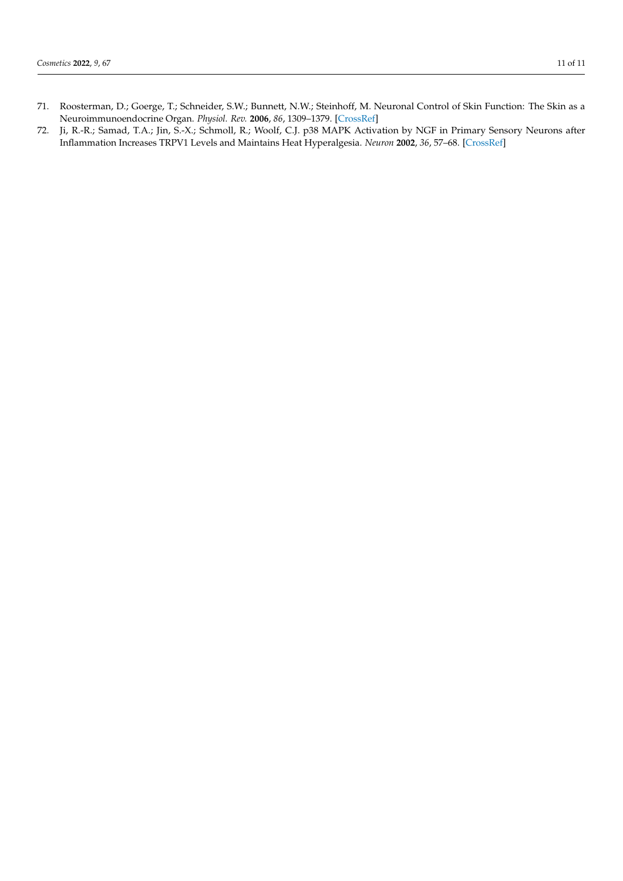71. Roosterman, D.; Goerge, T.; Schneider, S.W.; Bunnett, N.W.; Steinhoff, M. Neuronal Control of Skin Function: The Skin as a Neuroimmunoendocrine Organ. *Physiol. Rev.* **2006**, *86*, 1309–1379. [CrossRef]
72. Ji, R.-R.; Samad, T.A.; Jin, S.-X.; Schmoll, R.; Woolf, C.J. p38 MAPK Activation by NGF in Primary Sensory Neurons after Inflammation Increases TRPV1 Levels and Maintains Heat Hyperalgesia. *Neuron* **2002**, *36*, 57–68. [CrossRef]